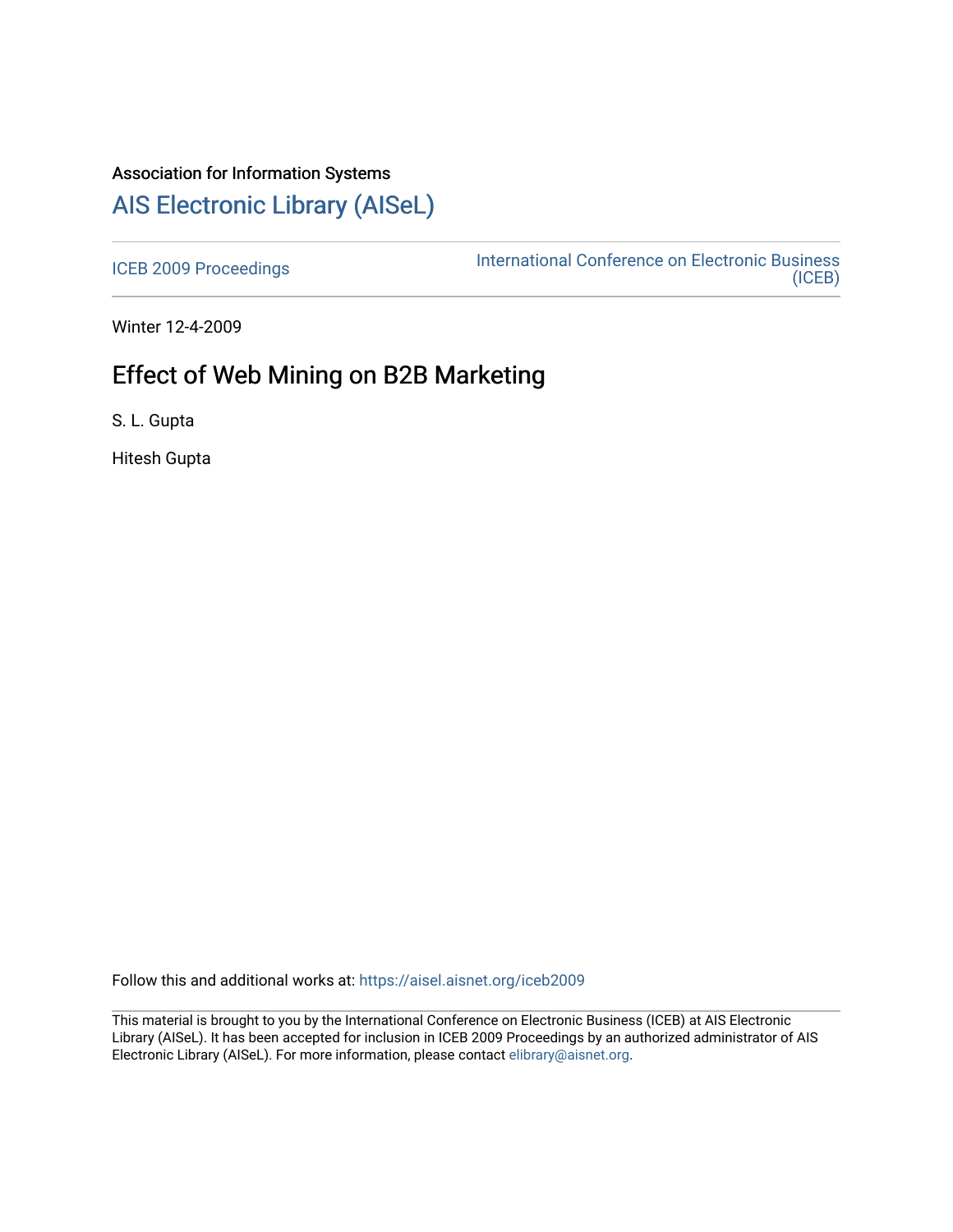Association for Information Systems

[AIS Electronic Library (AISeL)](https://aisel.aisnet.org/)

[ICEB 2009 Proceedings](https://aisel.aisnet.org/iceb2009) | [International Conference on Electronic Business (ICEB)](https://aisel.aisnet.org/iceb)

Winter 12-4-2009

# Effect of Web Mining on B2B Marketing

S. L. Gupta

Hitesh Gupta

Follow this and additional works at: https://aisel.aisnet.org/iceb2009

This material is brought to you by the International Conference on Electronic Business (ICEB) at AIS Electronic Library (AISeL). It has been accepted for inclusion in ICEB 2009 Proceedings by an authorized administrator of AIS Electronic Library (AISeL). For more information, please contact elibrary@aisnet.org.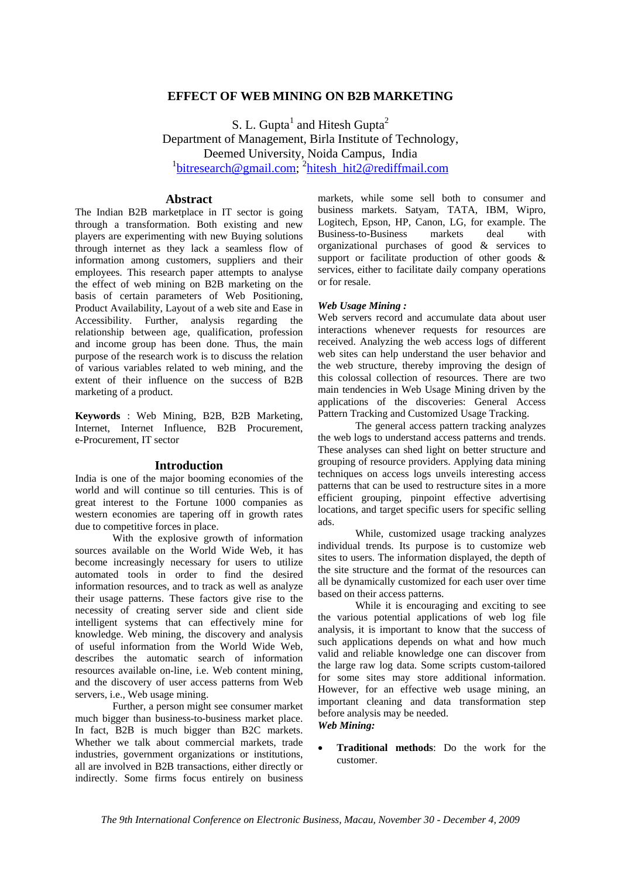# EFFECT OF WEB MINING ON B2B MARKETING

S. L. Gupta[1] and Hitesh Gupta[2]
Department of Management, Birla Institute of Technology,
Deemed University, Noida Campus, India
[1]bitresearch@gmail.com; [2]hitesh_hit2@rediffmail.com

## Abstract

The Indian B2B marketplace in IT sector is going through a transformation. Both existing and new players are experimenting with new Buying solutions through internet as they lack a seamless flow of information among customers, suppliers and their employees. This research paper attempts to analyse the effect of web mining on B2B marketing on the basis of certain parameters of Web Positioning, Product Availability, Layout of a web site and Ease in Accessibility. Further, analysis regarding the relationship between age, qualification, profession and income group has been done. Thus, the main purpose of the research work is to discuss the relation of various variables related to web mining, and the extent of their influence on the success of B2B marketing of a product.

**Keywords** : Web Mining, B2B, B2B Marketing, Internet, Internet Influence, B2B Procurement, e-Procurement, IT sector

## Introduction

India is one of the major booming economies of the world and will continue so till centuries. This is of great interest to the Fortune 1000 companies as western economies are tapering off in growth rates due to competitive forces in place.

With the explosive growth of information sources available on the World Wide Web, it has become increasingly necessary for users to utilize automated tools in order to find the desired information resources, and to track as well as analyze their usage patterns. These factors give rise to the necessity of creating server side and client side intelligent systems that can effectively mine for knowledge. Web mining, the discovery and analysis of useful information from the World Wide Web, describes the automatic search of information resources available on-line, i.e. Web content mining, and the discovery of user access patterns from Web servers, i.e., Web usage mining.

Further, a person might see consumer market much bigger than business-to-business market place. In fact, B2B is much bigger than B2C markets. Whether we talk about commercial markets, trade industries, government organizations or institutions, all are involved in B2B transactions, either directly or indirectly. Some firms focus entirely on business markets, while some sell both to consumer and business markets. Satyam, TATA, IBM, Wipro, Logitech, Epson, HP, Canon, LG, for example. The Business-to-Business markets deal with organizational purchases of good & services to support or facilitate production of other goods & services, either to facilitate daily company operations or for resale.

***Web Usage Mining :***

Web servers record and accumulate data about user interactions whenever requests for resources are received. Analyzing the web access logs of different web sites can help understand the user behavior and the web structure, thereby improving the design of this colossal collection of resources. There are two main tendencies in Web Usage Mining driven by the applications of the discoveries: General Access Pattern Tracking and Customized Usage Tracking.

The general access pattern tracking analyzes the web logs to understand access patterns and trends. These analyses can shed light on better structure and grouping of resource providers. Applying data mining techniques on access logs unveils interesting access patterns that can be used to restructure sites in a more efficient grouping, pinpoint effective advertising locations, and target specific users for specific selling ads.

While, customized usage tracking analyzes individual trends. Its purpose is to customize web sites to users. The information displayed, the depth of the site structure and the format of the resources can all be dynamically customized for each user over time based on their access patterns.

While it is encouraging and exciting to see the various potential applications of web log file analysis, it is important to know that the success of such applications depends on what and how much valid and reliable knowledge one can discover from the large raw log data. Some scripts custom-tailored for some sites may store additional information. However, for an effective web usage mining, an important cleaning and data transformation step before analysis may be needed.

***Web Mining:***

- **Traditional methods**: Do the work for the customer.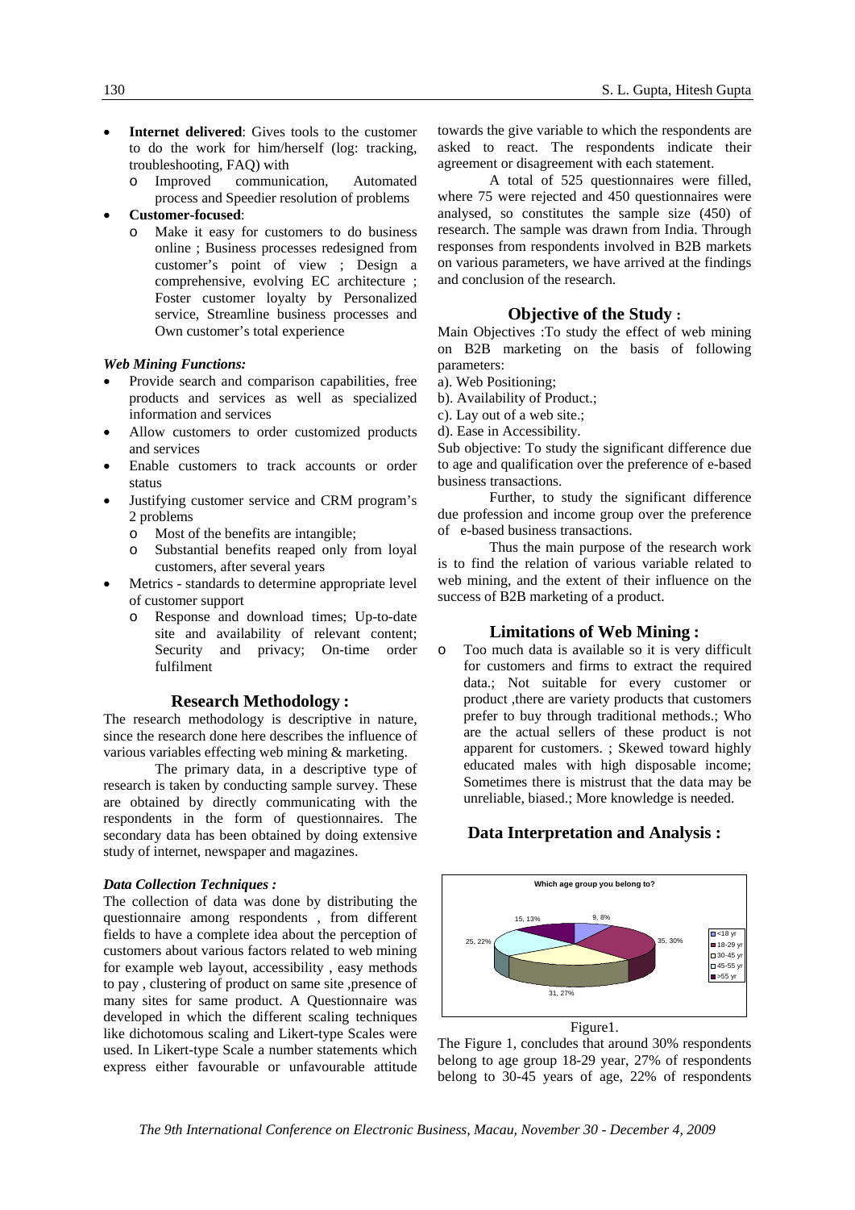- **Internet delivered**: Gives tools to the customer to do the work for him/herself (log: tracking, troubleshooting, FAQ) with
  - Improved communication, Automated process and Speedier resolution of problems
- **Customer-focused**:
  - Make it easy for customers to do business online ; Business processes redesigned from customer's point of view ; Design a comprehensive, evolving EC architecture ; Foster customer loyalty by Personalized service, Streamline business processes and Own customer's total experience

***Web Mining Functions:***

- Provide search and comparison capabilities, free products and services as well as specialized information and services
- Allow customers to order customized products and services
- Enable customers to track accounts or order status
- Justifying customer service and CRM program's 2 problems
  - Most of the benefits are intangible;
  - Substantial benefits reaped only from loyal customers, after several years
- Metrics - standards to determine appropriate level of customer support
  - Response and download times; Up-to-date site and availability of relevant content; Security and privacy; On-time order fulfilment

## Research Methodology :

The research methodology is descriptive in nature, since the research done here describes the influence of various variables effecting web mining & marketing.

The primary data, in a descriptive type of research is taken by conducting sample survey. These are obtained by directly communicating with the respondents in the form of questionnaires. The secondary data has been obtained by doing extensive study of internet, newspaper and magazines.

***Data Collection Techniques :***

The collection of data was done by distributing the questionnaire among respondents , from different fields to have a complete idea about the perception of customers about various factors related to web mining for example web layout, accessibility , easy methods to pay , clustering of product on same site ,presence of many sites for same product. A Questionnaire was developed in which the different scaling techniques like dichotomous scaling and Likert-type Scales were used. In Likert-type Scale a number statements which express either favourable or unfavourable attitude towards the give variable to which the respondents are asked to react. The respondents indicate their agreement or disagreement with each statement.

A total of 525 questionnaires were filled, where 75 were rejected and 450 questionnaires were analysed, so constitutes the sample size (450) of research. The sample was drawn from India. Through responses from respondents involved in B2B markets on various parameters, we have arrived at the findings and conclusion of the research.

## Objective of the Study :

Main Objectives :To study the effect of web mining on B2B marketing on the basis of following parameters:

a). Web Positioning;

b). Availability of Product.;

c). Lay out of a web site.;

d). Ease in Accessibility.

Sub objective: To study the significant difference due to age and qualification over the preference of e-based business transactions.

Further, to study the significant difference due profession and income group over the preference of e-based business transactions.

Thus the main purpose of the research work is to find the relation of various variable related to web mining, and the extent of their influence on the success of B2B marketing of a product.

## Limitations of Web Mining :

- Too much data is available so it is very difficult for customers and firms to extract the required data.; Not suitable for every customer or product ,there are variety products that customers prefer to buy through traditional methods.; Who are the actual sellers of these product is not apparent for customers. ; Skewed toward highly educated males with high disposable income; Sometimes there is mistrust that the data may be unreliable, biased.; More knowledge is needed.

## Data Interpretation and Analysis :

Which age group you belong to?

| Age group | Respondents |
|---|---|
| <18 yr | 9, 8% |
| 18-29 yr | 35, 30% |
| 30-45 yr | 31, 27% |
| 45-55 yr | 25, 22% |
| >55 yr | 15, 13% |

Figure1.

The Figure 1, concludes that around 30% respondents belong to age group 18-29 year, 27% of respondents belong to 30-45 years of age, 22% of respondents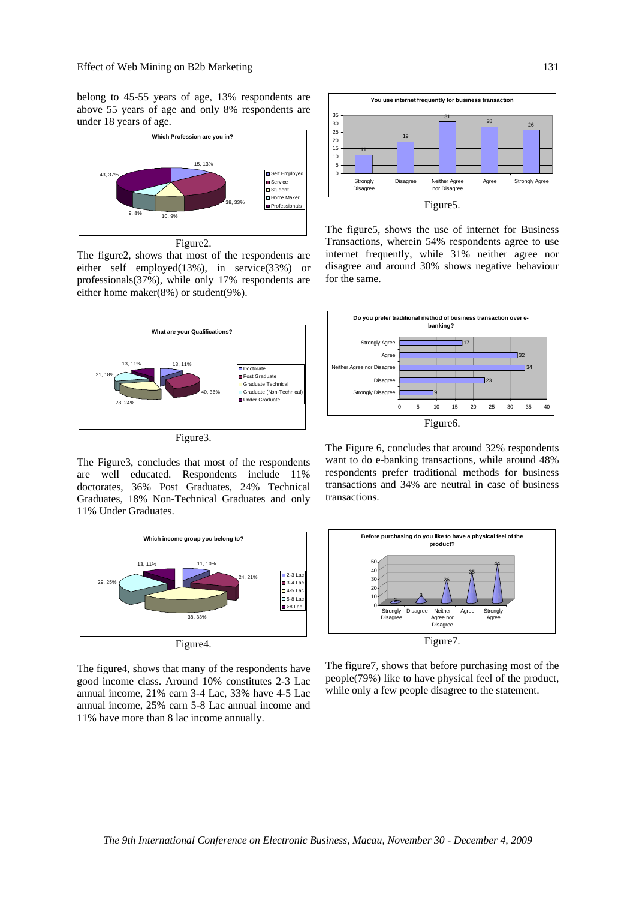belong to 45-55 years of age, 13% respondents are above 55 years of age and only 8% respondents are under 18 years of age.

Figure2.

The figure2, shows that most of the respondents are either self employed(13%), in service(33%) or professionals(37%), while only 17% respondents are either home maker(8%) or student(9%).

Figure3.

The Figure3, concludes that most of the respondents are well educated. Respondents include 11% doctorates, 36% Post Graduates, 24% Technical Graduates, 18% Non-Technical Graduates and only 11% Under Graduates.

Figure4.

The figure4, shows that many of the respondents have good income class. Around 10% constitutes 2-3 Lac annual income, 21% earn 3-4 Lac, 33% have 4-5 Lac annual income, 25% earn 5-8 Lac annual income and 11% have more than 8 lac income annually.

Figure5.

The figure5, shows the use of internet for Business Transactions, wherein 54% respondents agree to use internet frequently, while 31% neither agree nor disagree and around 30% shows negative behaviour for the same.

Figure6.

The Figure 6, concludes that around 32% respondents want to do e-banking transactions, while around 48% respondents prefer traditional methods for business transactions and 34% are neutral in case of business transactions.

Figure7.

The figure7, shows that before purchasing most of the people(79%) like to have physical feel of the product, while only a few people disagree to the statement.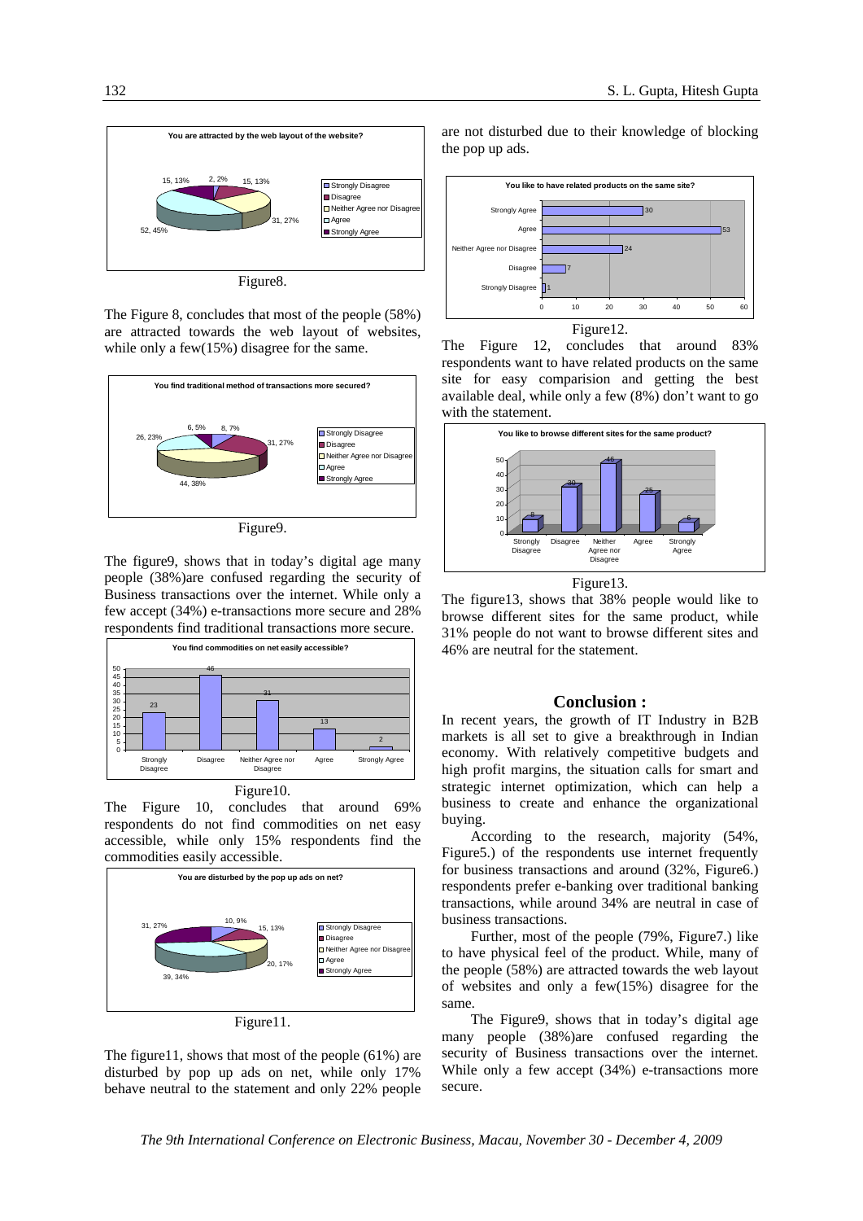Figure8.

The Figure 8, concludes that most of the people (58%) are attracted towards the web layout of websites, while only a few(15%) disagree for the same.

Figure9.

The figure9, shows that in today's digital age many people (38%)are confused regarding the security of Business transactions over the internet. While only a few accept (34%) e-transactions more secure and 28% respondents find traditional transactions more secure.

Figure10.

The Figure 10, concludes that around 69% respondents do not find commodities on net easy accessible, while only 15% respondents find the commodities easily accessible.

Figure11.

The figure11, shows that most of the people (61%) are disturbed by pop up ads on net, while only 17% behave neutral to the statement and only 22% people are not disturbed due to their knowledge of blocking the pop up ads.

Figure12.

The Figure 12, concludes that around 83% respondents want to have related products on the same site for easy comparision and getting the best available deal, while only a few (8%) don't want to go with the statement.

Figure13.

The figure13, shows that 38% people would like to browse different sites for the same product, while 31% people do not want to browse different sites and 46% are neutral for the statement.

## Conclusion :

In recent years, the growth of IT Industry in B2B markets is all set to give a breakthrough in Indian economy. With relatively competitive budgets and high profit margins, the situation calls for smart and strategic internet optimization, which can help a business to create and enhance the organizational buying.

According to the research, majority (54%, Figure5.) of the respondents use internet frequently for business transactions and around (32%, Figure6.) respondents prefer e-banking over traditional banking transactions, while around 34% are neutral in case of business transactions.

Further, most of the people (79%, Figure7.) like to have physical feel of the product. While, many of the people (58%) are attracted towards the web layout of websites and only a few(15%) disagree for the same.

The Figure9, shows that in today's digital age many people (38%)are confused regarding the security of Business transactions over the internet. While only a few accept (34%) e-transactions more secure.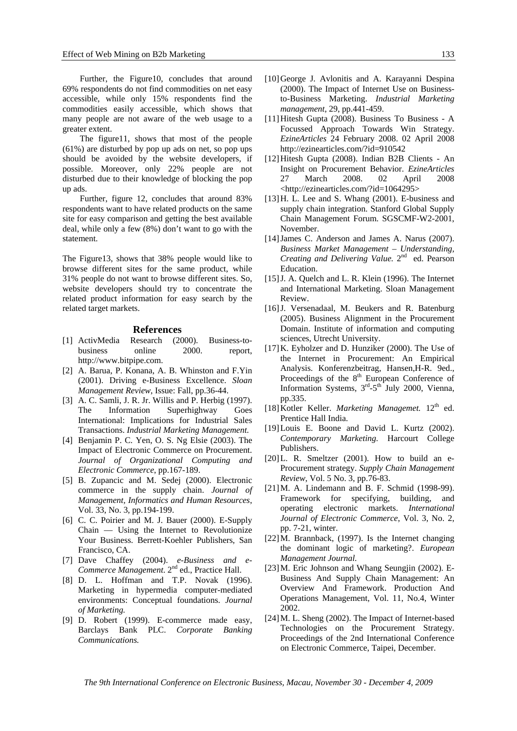Further, the Figure10, concludes that around 69% respondents do not find commodities on net easy accessible, while only 15% respondents find the commodities easily accessible, which shows that many people are not aware of the web usage to a greater extent.

The figure11, shows that most of the people (61%) are disturbed by pop up ads on net, so pop ups should be avoided by the website developers, if possible. Moreover, only 22% people are not disturbed due to their knowledge of blocking the pop up ads.

Further, figure 12, concludes that around 83% respondents want to have related products on the same site for easy comparison and getting the best available deal, while only a few (8%) don't want to go with the statement.

The Figure13, shows that 38% people would like to browse different sites for the same product, while 31% people do not want to browse different sites. So, website developers should try to concentrate the related product information for easy search by the related target markets.

## References

[1] ActivMedia Research (2000). Business-to-business online 2000. report, http://www.bitpipe.com.

[2] A. Barua, P. Konana, A. B. Whinston and F.Yin (2001). Driving e-Business Excellence. *Sloan Management Review*, Issue: Fall, pp.36-44.

[3] A. C. Samli, J. R. Jr. Willis and P. Herbig (1997). The Information Superhighway Goes International: Implications for Industrial Sales Transactions. *Industrial Marketing Management.*

[4] Benjamin P. C. Yen, O. S. Ng Elsie (2003). The Impact of Electronic Commerce on Procurement. *Journal of Organizational Computing and Electronic Commerce*, pp.167-189.

[5] B. Zupancic and M. Sedej (2000). Electronic commerce in the supply chain. *Journal of Management, Informatics and Human Resources*, Vol. 33, No. 3, pp.194-199.

[6] C. C. Poirier and M. J. Bauer (2000). E-Supply Chain — Using the Internet to Revolutionize Your Business. Berrett-Koehler Publishers, San Francisco, CA.

[7] Dave Chaffey (2004). *e-Business and e-Commerce Management.* 2nd ed., Practice Hall.

[8] D. L. Hoffman and T.P. Novak (1996). Marketing in hypermedia computer-mediated environments: Conceptual foundations. *Journal of Marketing.*

[9] D. Robert (1999). E-commerce made easy, Barclays Bank PLC. *Corporate Banking Communications.*

[10] George J. Avlonitis and A. Karayanni Despina (2000). The Impact of Internet Use on Business-to-Business Marketing. *Industrial Marketing management*, 29, pp.441-459.

[11] Hitesh Gupta (2008). Business To Business - A Focussed Approach Towards Win Strategy. *EzineArticles* 24 February 2008. 02 April 2008 http://ezinearticles.com/?id=910542

[12] Hitesh Gupta (2008). Indian B2B Clients - An Insight on Procurement Behavior. *EzineArticles* 27 March 2008. 02 April 2008 <http://ezinearticles.com/?id=1064295>

[13] H. L. Lee and S. Whang (2001). E-business and supply chain integration. Stanford Global Supply Chain Management Forum. SGSCMF-W2-2001, November.

[14] James C. Anderson and James A. Narus (2007). *Business Market Management – Understanding, Creating and Delivering Value.* 2nd ed. Pearson Education.

[15] J. A. Quelch and L. R. Klein (1996). The Internet and International Marketing. Sloan Management Review.

[16] J. Versenadaal, M. Beukers and R. Batenburg (2005). Business Alignment in the Procurement Domain. Institute of information and computing sciences, Utrecht University.

[17] K. Eyholzer and D. Hunziker (2000). The Use of the Internet in Procurement: An Empirical Analysis. Konferenzbeitrag, Hansen,H-R. 9ed., Proceedings of the 8th European Conference of Information Systems, 3rd-5th July 2000, Vienna, pp.335.

[18] Kotler Keller. *Marketing Managemet.* 12th ed. Prentice Hall India.

[19] Louis E. Boone and David L. Kurtz (2002). *Contemporary Marketing.* Harcourt College Publishers.

[20] L. R. Smeltzer (2001). How to build an e-Procurement strategy. *Supply Chain Management Review*, Vol. 5 No. 3, pp.76-83.

[21] M. A. Lindemann and B. F. Schmid (1998-99). Framework for specifying, building, and operating electronic markets. *International Journal of Electronic Commerce*, Vol. 3, No. 2, pp. 7-21, winter.

[22] M. Brannback, (1997). Is the Internet changing the dominant logic of marketing?. *European Management Journal.*

[23] M. Eric Johnson and Whang Seungjin (2002). E-Business And Supply Chain Management: An Overview And Framework. Production And Operations Management, Vol. 11, No.4, Winter 2002.

[24] M. L. Sheng (2002). The Impact of Internet-based Technologies on the Procurement Strategy. Proceedings of the 2nd International Conference on Electronic Commerce, Taipei, December.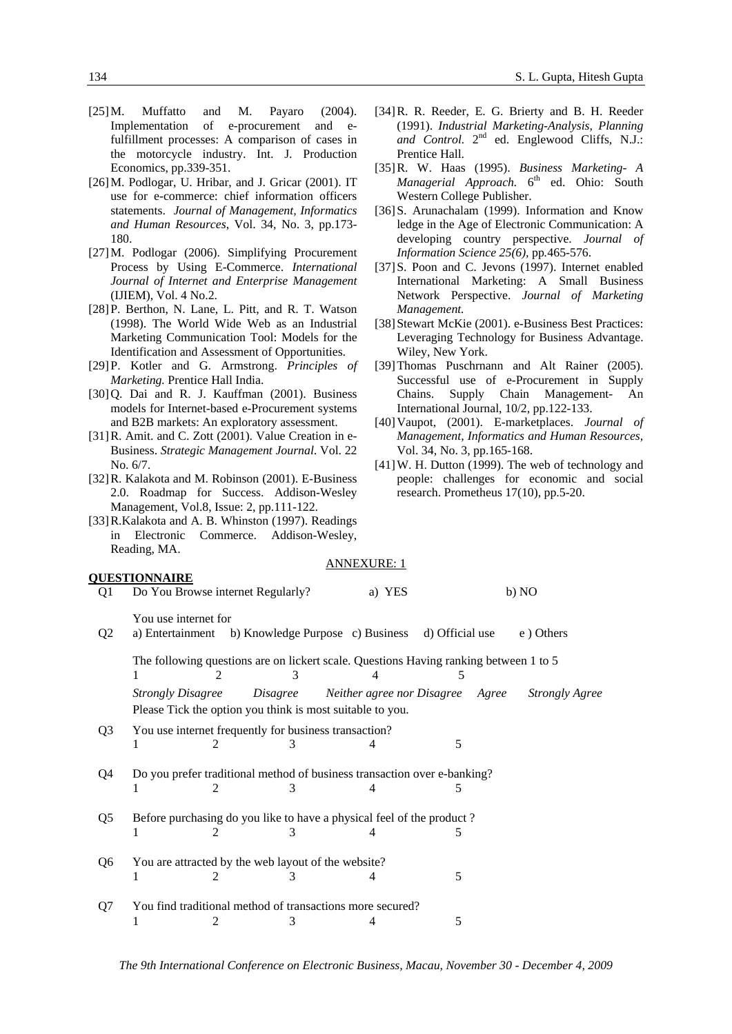[25] M. Muffatto and M. Payaro (2004). Implementation of e-procurement and e-fulfillment processes: A comparison of cases in the motorcycle industry. Int. J. Production Economics, pp.339-351.

[26] M. Podlogar, U. Hribar, and J. Gricar (2001). IT use for e-commerce: chief information officers statements. *Journal of Management, Informatics and Human Resources*, Vol. 34, No. 3, pp.173-180.

[27] M. Podlogar (2006). Simplifying Procurement Process by Using E-Commerce. *International Journal of Internet and Enterprise Management* (IJIEM), Vol. 4 No.2.

[28] P. Berthon, N. Lane, L. Pitt, and R. T. Watson (1998). The World Wide Web as an Industrial Marketing Communication Tool: Models for the Identification and Assessment of Opportunities.

[29] P. Kotler and G. Armstrong. *Principles of Marketing*. Prentice Hall India.

[30] Q. Dai and R. J. Kauffman (2001). Business models for Internet-based e-Procurement systems and B2B markets: An exploratory assessment.

[31] R. Amit. and C. Zott (2001). Value Creation in e-Business. *Strategic Management Journal*. Vol. 22 No. 6/7.

[32] R. Kalakota and M. Robinson (2001). E-Business 2.0. Roadmap for Success. Addison-Wesley Management, Vol.8, Issue: 2, pp.111-122.

[33] R.Kalakota and A. B. Whinston (1997). Readings in Electronic Commerce. Addison-Wesley, Reading, MA.

[34] R. R. Reeder, E. G. Brierty and B. H. Reeder (1991). *Industrial Marketing-Analysis, Planning and Control*. 2nd ed. Englewood Cliffs, N.J.: Prentice Hall.

[35] R. W. Haas (1995). *Business Marketing- A Managerial Approach*. 6th ed. Ohio: South Western College Publisher.

[36] S. Arunachalam (1999). Information and Know ledge in the Age of Electronic Communication: A developing country perspective. *Journal of Information Science 25(6)*, pp.465-576.

[37] S. Poon and C. Jevons (1997). Internet enabled International Marketing: A Small Business Network Perspective. *Journal of Marketing Management.*

[38] Stewart McKie (2001). e-Business Best Practices: Leveraging Technology for Business Advantage. Wiley, New York.

[39] Thomas Puschrnann and Alt Rainer (2005). Successful use of e-Procurement in Supply Chains. Supply Chain Management- An International Journal, 10/2, pp.122-133.

[40] Vaupot, (2001). E-marketplaces. *Journal of Management, Informatics and Human Resources*, Vol. 34, No. 3, pp.165-168.

[41] W. H. Dutton (1999). The web of technology and people: challenges for economic and social research. Prometheus 17(10), pp.5-20.

## ANNEXURE: 1

### QUESTIONNAIRE

Q1 Do You Browse internet Regularly? a) YES b) NO

Q2 You use internet for
a) Entertainment b) Knowledge Purpose c) Business d) Official use e ) Others

The following questions are on lickert scale. Questions Having ranking between 1 to 5

| 1 | 2 | 3 | 4 | 5 |
|---|---|---|---|---|
| *Strongly Disagree* | *Disagree* | *Neither agree nor Disagree* | *Agree* | *Strongly Agree* |

Please Tick the option you think is most suitable to you.

Q3 You use internet frequently for business transaction?
1 2 3 4 5

Q4 Do you prefer traditional method of business transaction over e-banking?
1 2 3 4 5

Q5 Before purchasing do you like to have a physical feel of the product ?
1 2 3 4 5

Q6 You are attracted by the web layout of the website?
1 2 3 4 5

Q7 You find traditional method of transactions more secured?
1 2 3 4 5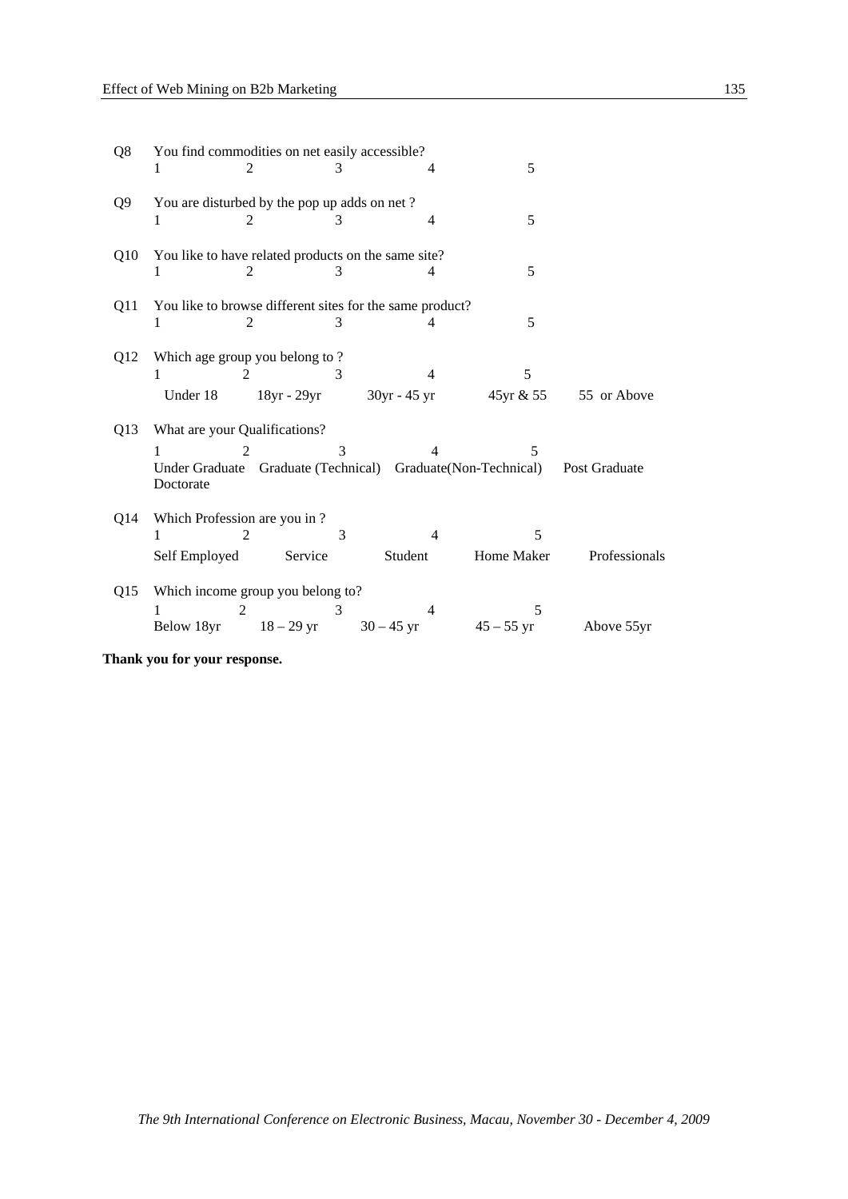Q8 You find commodities on net easily accessible?

1 2 3 4 5

Q9 You are disturbed by the pop up adds on net ?

1 2 3 4 5

Q10 You like to have related products on the same site?

1 2 3 4 5

Q11 You like to browse different sites for the same product?

1 2 3 4 5

Q12 Which age group you belong to ?

| 1 | 2 | 3 | 4 | 5 |
|---|---|---|---|---|
| Under 18 | 18yr - 29yr | 30yr - 45 yr | 45yr & 55 | 55 or Above |

Q13 What are your Qualifications?

| 1 | 2 | 3 | 4 | 5 |
|---|---|---|---|---|
| Under Graduate | Graduate (Technical) | Graduate(Non-Technical) | Post Graduate | Doctorate |

Q14 Which Profession are you in ?

| 1 | 2 | 3 | 4 | 5 |
|---|---|---|---|---|
| Self Employed | Service | Student | Home Maker | Professionals |

Q15 Which income group you belong to?

| 1 | 2 | 3 | 4 | 5 |
|---|---|---|---|---|
| Below 18yr | 18 – 29 yr | 30 – 45 yr | 45 – 55 yr | Above 55yr |

**Thank you for your response.**